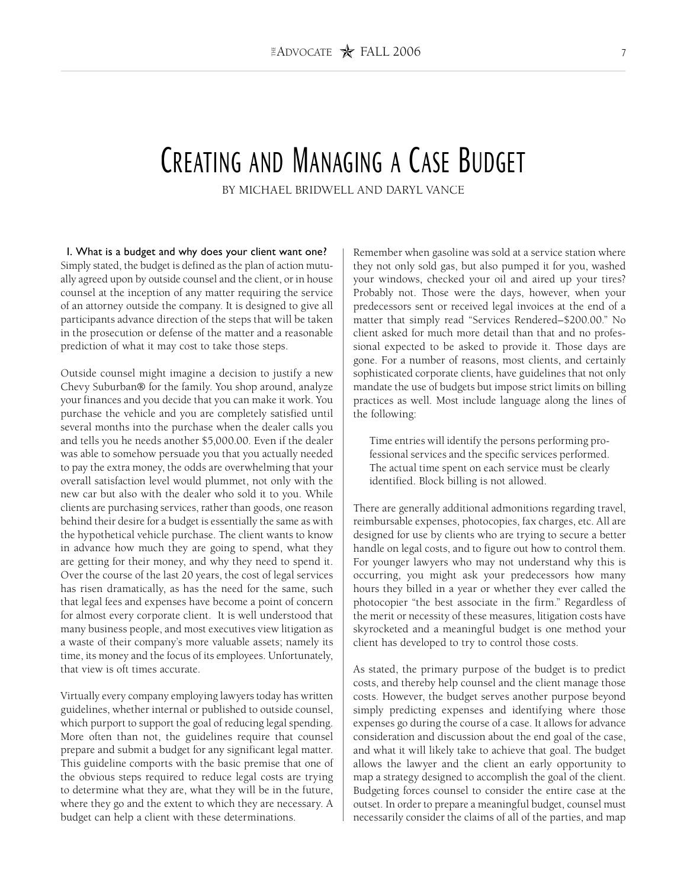# Creating and Managing a Case Budget

BY MICHAEL BRIDWELL AND DARYL VANCE

## I. What is a budget and why does your client want one?

Simply stated, the budget is defined as the plan of action mutually agreed upon by outside counsel and the client, or in house counsel at the inception of any matter requiring the service of an attorney outside the company. It is designed to give all participants advance direction of the steps that will be taken in the prosecution or defense of the matter and a reasonable prediction of what it may cost to take those steps.

Outside counsel might imagine a decision to justify a new Chevy Suburban® for the family. You shop around, analyze your finances and you decide that you can make it work. You purchase the vehicle and you are completely satisfied until several months into the purchase when the dealer calls you and tells you he needs another $5,000.00. Even if the dealer was able to somehow persuade you that you actually needed to pay the extra money, the odds are overwhelming that your overall satisfaction level would plummet, not only with the new car but also with the dealer who sold it to you. While clients are purchasing services, rather than goods, one reason behind their desire for a budget is essentially the same as with the hypothetical vehicle purchase. The client wants to know in advance how much they are going to spend, what they are getting for their money, and why they need to spend it. Over the course of the last 20 years, the cost of legal services has risen dramatically, as has the need for the same, such that legal fees and expenses have become a point of concern for almost every corporate client. It is well understood that many business people, and most executives view litigation as a waste of their company's more valuable assets; namely its time, its money and the focus of its employees. Unfortunately, that view is oft times accurate.

Virtually every company employing lawyers today has written guidelines, whether internal or published to outside counsel, which purport to support the goal of reducing legal spending. More often than not, the guidelines require that counsel prepare and submit a budget for any significant legal matter. This guideline comports with the basic premise that one of the obvious steps required to reduce legal costs are trying to determine what they are, what they will be in the future, where they go and the extent to which they are necessary. A budget can help a client with these determinations.

Remember when gasoline was sold at a service station where they not only sold gas, but also pumped it for you, washed your windows, checked your oil and aired up your tires? Probably not. Those were the days, however, when your predecessors sent or received legal invoices at the end of a matter that simply read "Services Rendered–$200.00." No client asked for much more detail than that and no professional expected to be asked to provide it. Those days are gone. For a number of reasons, most clients, and certainly sophisticated corporate clients, have guidelines that not only mandate the use of budgets but impose strict limits on billing practices as well. Most include language along the lines of the following:

> Time entries will identify the persons performing professional services and the specific services performed. The actual time spent on each service must be clearly identified. Block billing is not allowed.

There are generally additional admonitions regarding travel, reimbursable expenses, photocopies, fax charges, etc. All are designed for use by clients who are trying to secure a better handle on legal costs, and to figure out how to control them. For younger lawyers who may not understand why this is occurring, you might ask your predecessors how many hours they billed in a year or whether they ever called the photocopier "the best associate in the firm." Regardless of the merit or necessity of these measures, litigation costs have skyrocketed and a meaningful budget is one method your client has developed to try to control those costs.

As stated, the primary purpose of the budget is to predict costs, and thereby help counsel and the client manage those costs. However, the budget serves another purpose beyond simply predicting expenses and identifying where those expenses go during the course of a case. It allows for advance consideration and discussion about the end goal of the case, and what it will likely take to achieve that goal. The budget allows the lawyer and the client an early opportunity to map a strategy designed to accomplish the goal of the client. Budgeting forces counsel to consider the entire case at the outset. In order to prepare a meaningful budget, counsel must necessarily consider the claims of all of the parties, and map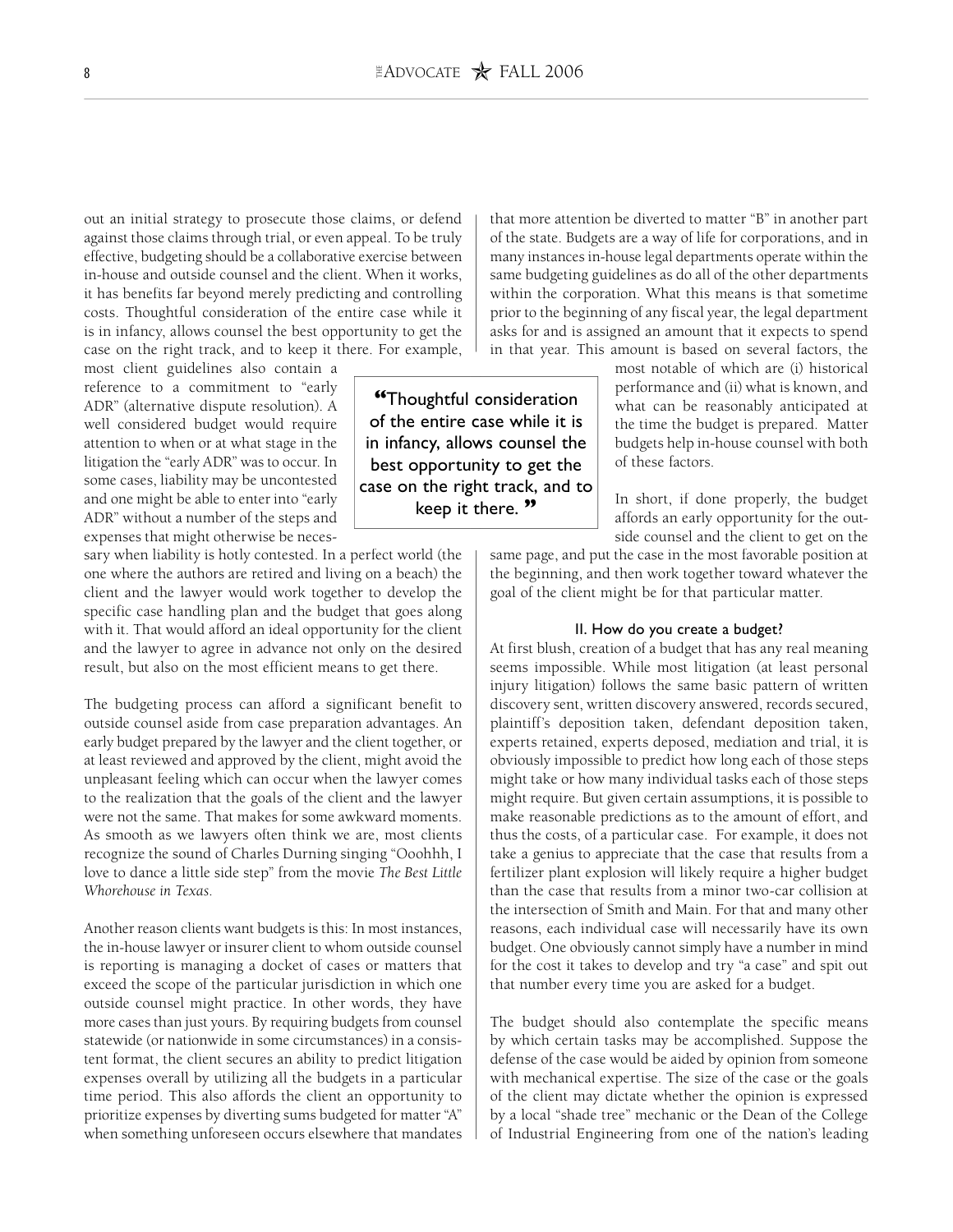out an initial strategy to prosecute those claims, or defend against those claims through trial, or even appeal. To be truly effective, budgeting should be a collaborative exercise between in-house and outside counsel and the client. When it works, it has benefits far beyond merely predicting and controlling costs. Thoughtful consideration of the entire case while it is in infancy, allows counsel the best opportunity to get the case on the right track, and to keep it there. For example, most client guidelines also contain a reference to a commitment to "early ADR" (alternative dispute resolution). A well considered budget would require attention to when or at what stage in the litigation the "early ADR" was to occur. In some cases, liability may be uncontested and one might be able to enter into "early ADR" without a number of the steps and expenses that might otherwise be necessary when liability is hotly contested. In a perfect world (the one where the authors are retired and living on a beach) the client and the lawyer would work together to develop the specific case handling plan and the budget that goes along with it. That would afford an ideal opportunity for the client and the lawyer to agree in advance not only on the desired result, but also on the most efficient means to get there.

> "Thoughtful consideration of the entire case while it is in infancy, allows counsel the best opportunity to get the case on the right track, and to keep it there."

The budgeting process can afford a significant benefit to outside counsel aside from case preparation advantages. An early budget prepared by the lawyer and the client together, or at least reviewed and approved by the client, might avoid the unpleasant feeling which can occur when the lawyer comes to the realization that the goals of the client and the lawyer were not the same. That makes for some awkward moments. As smooth as we lawyers often think we are, most clients recognize the sound of Charles Durning singing "Ooohhh, I love to dance a little side step" from the movie *The Best Little Whorehouse in Texas*.

Another reason clients want budgets is this: In most instances, the in-house lawyer or insurer client to whom outside counsel is reporting is managing a docket of cases or matters that exceed the scope of the particular jurisdiction in which one outside counsel might practice. In other words, they have more cases than just yours. By requiring budgets from counsel statewide (or nationwide in some circumstances) in a consistent format, the client secures an ability to predict litigation expenses overall by utilizing all the budgets in a particular time period. This also affords the client an opportunity to prioritize expenses by diverting sums budgeted for matter "A" when something unforeseen occurs elsewhere that mandates that more attention be diverted to matter "B" in another part of the state. Budgets are a way of life for corporations, and in many instances in-house legal departments operate within the same budgeting guidelines as do all of the other departments within the corporation. What this means is that sometime prior to the beginning of any fiscal year, the legal department asks for and is assigned an amount that it expects to spend in that year. This amount is based on several factors, the most notable of which are (i) historical performance and (ii) what is known, and what can be reasonably anticipated at the time the budget is prepared. Matter budgets help in-house counsel with both of these factors.

In short, if done properly, the budget affords an early opportunity for the outside counsel and the client to get on the same page, and put the case in the most favorable position at the beginning, and then work together toward whatever the goal of the client might be for that particular matter.

### II. How do you create a budget?

At first blush, creation of a budget that has any real meaning seems impossible. While most litigation (at least personal injury litigation) follows the same basic pattern of written discovery sent, written discovery answered, records secured, plaintiff's deposition taken, defendant deposition taken, experts retained, experts deposed, mediation and trial, it is obviously impossible to predict how long each of those steps might take or how many individual tasks each of those steps might require. But given certain assumptions, it is possible to make reasonable predictions as to the amount of effort, and thus the costs, of a particular case. For example, it does not take a genius to appreciate that the case that results from a fertilizer plant explosion will likely require a higher budget than the case that results from a minor two-car collision at the intersection of Smith and Main. For that and many other reasons, each individual case will necessarily have its own budget. One obviously cannot simply have a number in mind for the cost it takes to develop and try "a case" and spit out that number every time you are asked for a budget.

The budget should also contemplate the specific means by which certain tasks may be accomplished. Suppose the defense of the case would be aided by opinion from someone with mechanical expertise. The size of the case or the goals of the client may dictate whether the opinion is expressed by a local "shade tree" mechanic or the Dean of the College of Industrial Engineering from one of the nation's leading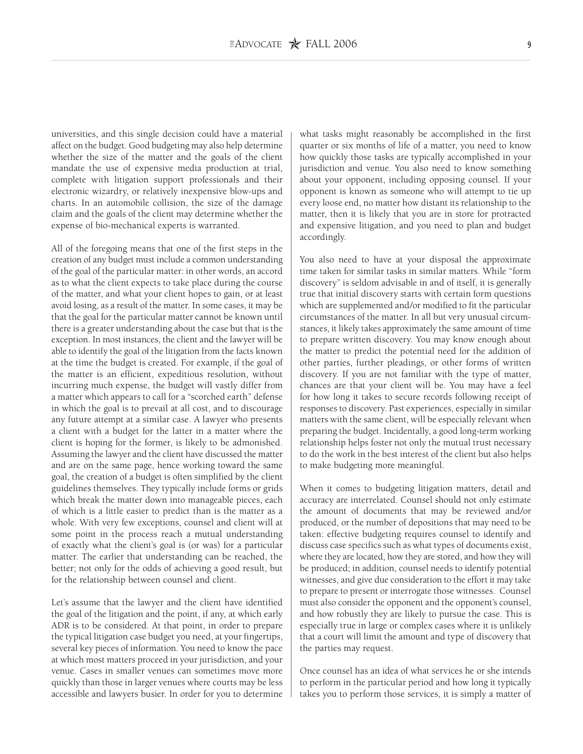universities, and this single decision could have a material affect on the budget. Good budgeting may also help determine whether the size of the matter and the goals of the client mandate the use of expensive media production at trial, complete with litigation support professionals and their electronic wizardry, or relatively inexpensive blow-ups and charts. In an automobile collision, the size of the damage claim and the goals of the client may determine whether the expense of bio-mechanical experts is warranted.

All of the foregoing means that one of the first steps in the creation of any budget must include a common understanding of the goal of the particular matter: in other words, an accord as to what the client expects to take place during the course of the matter, and what your client hopes to gain, or at least avoid losing, as a result of the matter. In some cases, it may be that the goal for the particular matter cannot be known until there is a greater understanding about the case but that is the exception. In most instances, the client and the lawyer will be able to identify the goal of the litigation from the facts known at the time the budget is created. For example, if the goal of the matter is an efficient, expeditious resolution, without incurring much expense, the budget will vastly differ from a matter which appears to call for a "scorched earth" defense in which the goal is to prevail at all cost, and to discourage any future attempt at a similar case. A lawyer who presents a client with a budget for the latter in a matter where the client is hoping for the former, is likely to be admonished. Assuming the lawyer and the client have discussed the matter and are on the same page, hence working toward the same goal, the creation of a budget is often simplified by the client guidelines themselves. They typically include forms or grids which break the matter down into manageable pieces, each of which is a little easier to predict than is the matter as a whole. With very few exceptions, counsel and client will at some point in the process reach a mutual understanding of exactly what the client's goal is (or was) for a particular matter. The earlier that understanding can be reached, the better; not only for the odds of achieving a good result, but for the relationship between counsel and client.

Let's assume that the lawyer and the client have identified the goal of the litigation and the point, if any, at which early ADR is to be considered. At that point, in order to prepare the typical litigation case budget you need, at your fingertips, several key pieces of information. You need to know the pace at which most matters proceed in your jurisdiction, and your venue. Cases in smaller venues can sometimes move more quickly than those in larger venues where courts may be less accessible and lawyers busier. In order for you to determine what tasks might reasonably be accomplished in the first quarter or six months of life of a matter, you need to know how quickly those tasks are typically accomplished in your jurisdiction and venue. You also need to know something about your opponent, including opposing counsel. If your opponent is known as someone who will attempt to tie up every loose end, no matter how distant its relationship to the matter, then it is likely that you are in store for protracted and expensive litigation, and you need to plan and budget accordingly.

You also need to have at your disposal the approximate time taken for similar tasks in similar matters. While "form discovery" is seldom advisable in and of itself, it is generally true that initial discovery starts with certain form questions which are supplemented and/or modified to fit the particular circumstances of the matter. In all but very unusual circumstances, it likely takes approximately the same amount of time to prepare written discovery. You may know enough about the matter to predict the potential need for the addition of other parties, further pleadings, or other forms of written discovery. If you are not familiar with the type of matter, chances are that your client will be. You may have a feel for how long it takes to secure records following receipt of responses to discovery. Past experiences, especially in similar matters with the same client, will be especially relevant when preparing the budget. Incidentally, a good long-term working relationship helps foster not only the mutual trust necessary to do the work in the best interest of the client but also helps to make budgeting more meaningful.

When it comes to budgeting litigation matters, detail and accuracy are interrelated. Counsel should not only estimate the amount of documents that may be reviewed and/or produced, or the number of depositions that may need to be taken: effective budgeting requires counsel to identify and discuss case specifics such as what types of documents exist, where they are located, how they are stored, and how they will be produced; in addition, counsel needs to identify potential witnesses, and give due consideration to the effort it may take to prepare to present or interrogate those witnesses. Counsel must also consider the opponent and the opponent's counsel, and how robustly they are likely to pursue the case. This is especially true in large or complex cases where it is unlikely that a court will limit the amount and type of discovery that the parties may request.

Once counsel has an idea of what services he or she intends to perform in the particular period and how long it typically takes you to perform those services, it is simply a matter of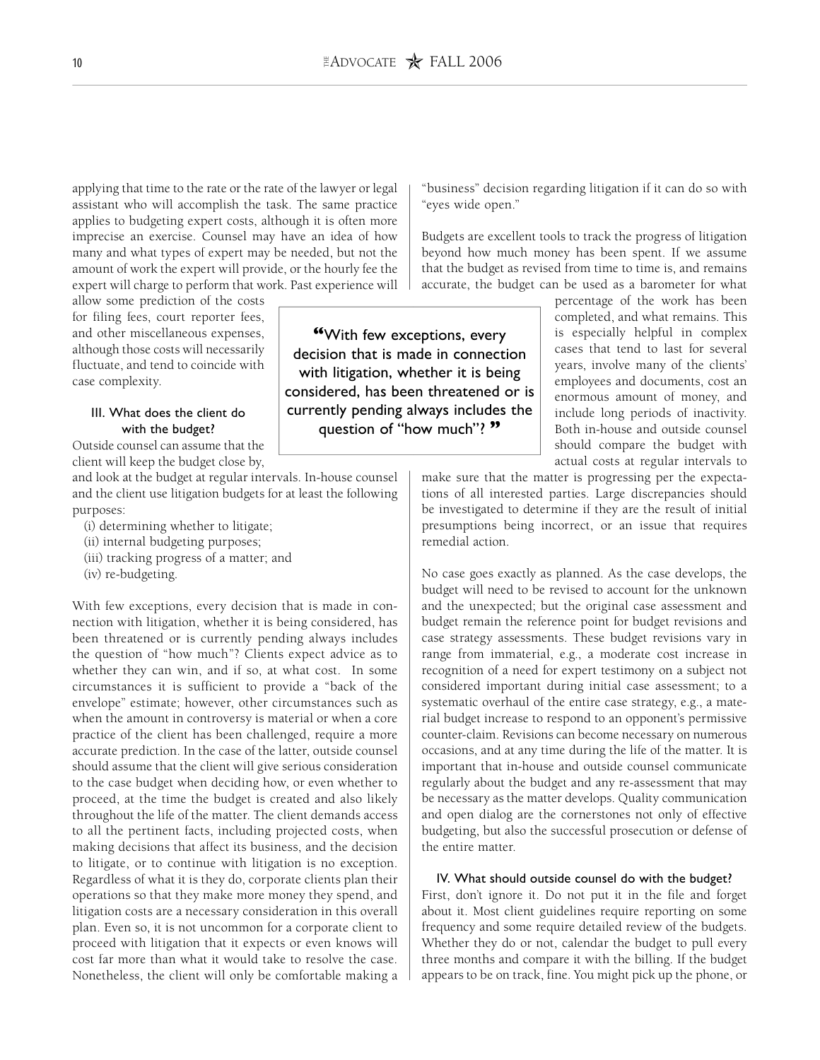applying that time to the rate or the rate of the lawyer or legal assistant who will accomplish the task. The same practice applies to budgeting expert costs, although it is often more imprecise an exercise. Counsel may have an idea of how many and what types of expert may be needed, but not the amount of work the expert will provide, or the hourly fee the expert will charge to perform that work. Past experience will allow some prediction of the costs for filing fees, court reporter fees, and other miscellaneous expenses, although those costs will necessarily fluctuate, and tend to coincide with case complexity.

> "With few exceptions, every decision that is made in connection with litigation, whether it is being considered, has been threatened or is currently pending always includes the question of "how much"? "

### III. What does the client do with the budget?

Outside counsel can assume that the client will keep the budget close by, and look at the budget at regular intervals. In-house counsel and the client use litigation budgets for at least the following purposes:

(i) determining whether to litigate;
(ii) internal budgeting purposes;
(iii) tracking progress of a matter; and
(iv) re-budgeting.

With few exceptions, every decision that is made in connection with litigation, whether it is being considered, has been threatened or is currently pending always includes the question of "how much"? Clients expect advice as to whether they can win, and if so, at what cost. In some circumstances it is sufficient to provide a "back of the envelope" estimate; however, other circumstances such as when the amount in controversy is material or when a core practice of the client has been challenged, require a more accurate prediction. In the case of the latter, outside counsel should assume that the client will give serious consideration to the case budget when deciding how, or even whether to proceed, at the time the budget is created and also likely throughout the life of the matter. The client demands access to all the pertinent facts, including projected costs, when making decisions that affect its business, and the decision to litigate, or to continue with litigation is no exception. Regardless of what it is they do, corporate clients plan their operations so that they make more money they spend, and litigation costs are a necessary consideration in this overall plan. Even so, it is not uncommon for a corporate client to proceed with litigation that it expects or even knows will cost far more than what it would take to resolve the case. Nonetheless, the client will only be comfortable making a "business" decision regarding litigation if it can do so with "eyes wide open."

Budgets are excellent tools to track the progress of litigation beyond how much money has been spent. If we assume that the budget as revised from time to time is, and remains accurate, the budget can be used as a barometer for what percentage of the work has been completed, and what remains. This is especially helpful in complex cases that tend to last for several years, involve many of the clients' employees and documents, cost an enormous amount of money, and include long periods of inactivity. Both in-house and outside counsel should compare the budget with actual costs at regular intervals to make sure that the matter is progressing per the expectations of all interested parties. Large discrepancies should be investigated to determine if they are the result of initial presumptions being incorrect, or an issue that requires remedial action.

No case goes exactly as planned. As the case develops, the budget will need to be revised to account for the unknown and the unexpected; but the original case assessment and budget remain the reference point for budget revisions and case strategy assessments. These budget revisions vary in range from immaterial, e.g., a moderate cost increase in recognition of a need for expert testimony on a subject not considered important during initial case assessment; to a systematic overhaul of the entire case strategy, e.g., a material budget increase to respond to an opponent's permissive counter-claim. Revisions can become necessary on numerous occasions, and at any time during the life of the matter. It is important that in-house and outside counsel communicate regularly about the budget and any re-assessment that may be necessary as the matter develops. Quality communication and open dialog are the cornerstones not only of effective budgeting, but also the successful prosecution or defense of the entire matter.

### IV. What should outside counsel do with the budget?

First, don't ignore it. Do not put it in the file and forget about it. Most client guidelines require reporting on some frequency and some require detailed review of the budgets. Whether they do or not, calendar the budget to pull every three months and compare it with the billing. If the budget appears to be on track, fine. You might pick up the phone, or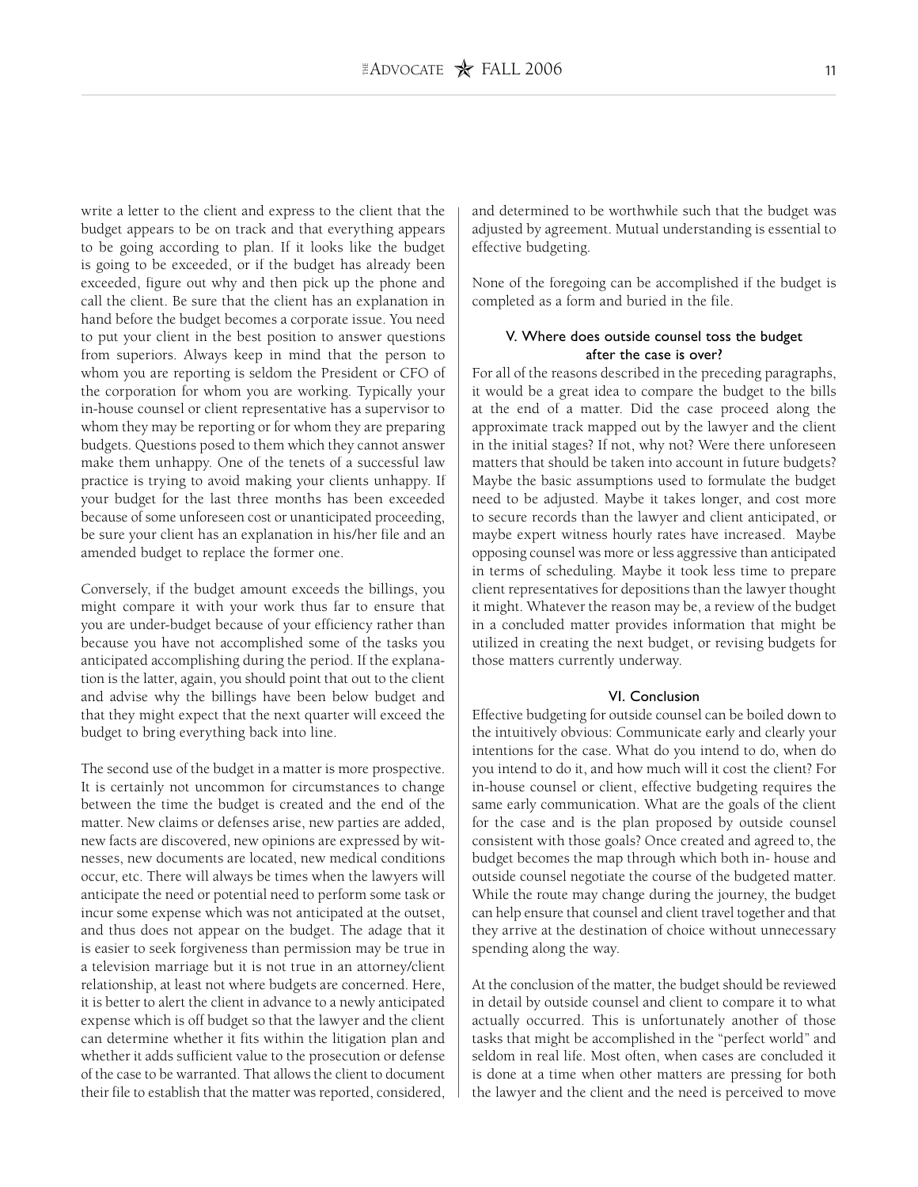write a letter to the client and express to the client that the budget appears to be on track and that everything appears to be going according to plan. If it looks like the budget is going to be exceeded, or if the budget has already been exceeded, figure out why and then pick up the phone and call the client. Be sure that the client has an explanation in hand before the budget becomes a corporate issue. You need to put your client in the best position to answer questions from superiors. Always keep in mind that the person to whom you are reporting is seldom the President or CFO of the corporation for whom you are working. Typically your in-house counsel or client representative has a supervisor to whom they may be reporting or for whom they are preparing budgets. Questions posed to them which they cannot answer make them unhappy. One of the tenets of a successful law practice is trying to avoid making your clients unhappy. If your budget for the last three months has been exceeded because of some unforeseen cost or unanticipated proceeding, be sure your client has an explanation in his/her file and an amended budget to replace the former one.

Conversely, if the budget amount exceeds the billings, you might compare it with your work thus far to ensure that you are under-budget because of your efficiency rather than because you have not accomplished some of the tasks you anticipated accomplishing during the period. If the explanation is the latter, again, you should point that out to the client and advise why the billings have been below budget and that they might expect that the next quarter will exceed the budget to bring everything back into line.

The second use of the budget in a matter is more prospective. It is certainly not uncommon for circumstances to change between the time the budget is created and the end of the matter. New claims or defenses arise, new parties are added, new facts are discovered, new opinions are expressed by witnesses, new documents are located, new medical conditions occur, etc. There will always be times when the lawyers will anticipate the need or potential need to perform some task or incur some expense which was not anticipated at the outset, and thus does not appear on the budget. The adage that it is easier to seek forgiveness than permission may be true in a television marriage but it is not true in an attorney/client relationship, at least not where budgets are concerned. Here, it is better to alert the client in advance to a newly anticipated expense which is off budget so that the lawyer and the client can determine whether it fits within the litigation plan and whether it adds sufficient value to the prosecution or defense of the case to be warranted. That allows the client to document their file to establish that the matter was reported, considered, and determined to be worthwhile such that the budget was adjusted by agreement. Mutual understanding is essential to effective budgeting.

None of the foregoing can be accomplished if the budget is completed as a form and buried in the file.

### V. Where does outside counsel toss the budget after the case is over?

For all of the reasons described in the preceding paragraphs, it would be a great idea to compare the budget to the bills at the end of a matter. Did the case proceed along the approximate track mapped out by the lawyer and the client in the initial stages? If not, why not? Were there unforeseen matters that should be taken into account in future budgets? Maybe the basic assumptions used to formulate the budget need to be adjusted. Maybe it takes longer, and cost more to secure records than the lawyer and client anticipated, or maybe expert witness hourly rates have increased. Maybe opposing counsel was more or less aggressive than anticipated in terms of scheduling. Maybe it took less time to prepare client representatives for depositions than the lawyer thought it might. Whatever the reason may be, a review of the budget in a concluded matter provides information that might be utilized in creating the next budget, or revising budgets for those matters currently underway.

### VI. Conclusion

Effective budgeting for outside counsel can be boiled down to the intuitively obvious: Communicate early and clearly your intentions for the case. What do you intend to do, when do you intend to do it, and how much will it cost the client? For in-house counsel or client, effective budgeting requires the same early communication. What are the goals of the client for the case and is the plan proposed by outside counsel consistent with those goals? Once created and agreed to, the budget becomes the map through which both in- house and outside counsel negotiate the course of the budgeted matter. While the route may change during the journey, the budget can help ensure that counsel and client travel together and that they arrive at the destination of choice without unnecessary spending along the way.

At the conclusion of the matter, the budget should be reviewed in detail by outside counsel and client to compare it to what actually occurred. This is unfortunately another of those tasks that might be accomplished in the "perfect world" and seldom in real life. Most often, when cases are concluded it is done at a time when other matters are pressing for both the lawyer and the client and the need is perceived to move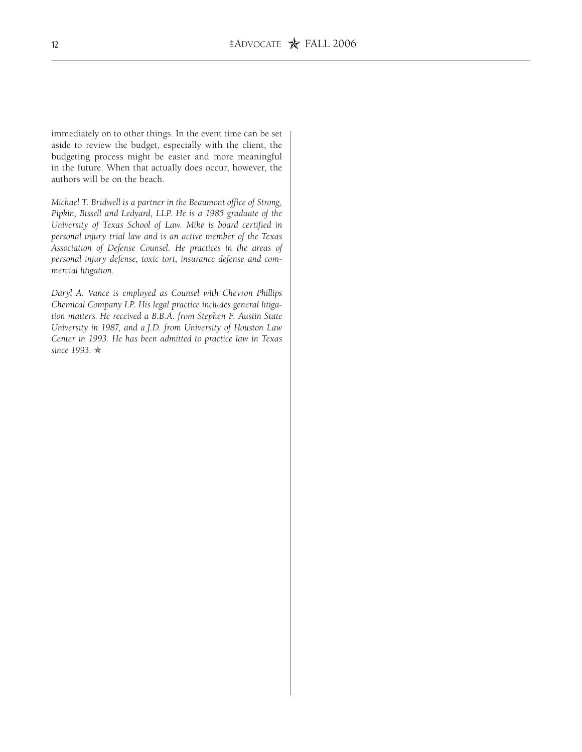immediately on to other things. In the event time can be set aside to review the budget, especially with the client, the budgeting process might be easier and more meaningful in the future. When that actually does occur, however, the authors will be on the beach.

*Michael T. Bridwell is a partner in the Beaumont office of Strong, Pipkin, Bissell and Ledyard, LLP. He is a 1985 graduate of the University of Texas School of Law. Mike is board certified in personal injury trial law and is an active member of the Texas Association of Defense Counsel. He practices in the areas of personal injury defense, toxic tort, insurance defense and commercial litigation.*

*Daryl A. Vance is employed as Counsel with Chevron Phillips Chemical Company LP. His legal practice includes general litigation matters. He received a B.B.A. from Stephen F. Austin State University in 1987, and a J.D. from University of Houston Law Center in 1993. He has been admitted to practice law in Texas since 1993.* ✯